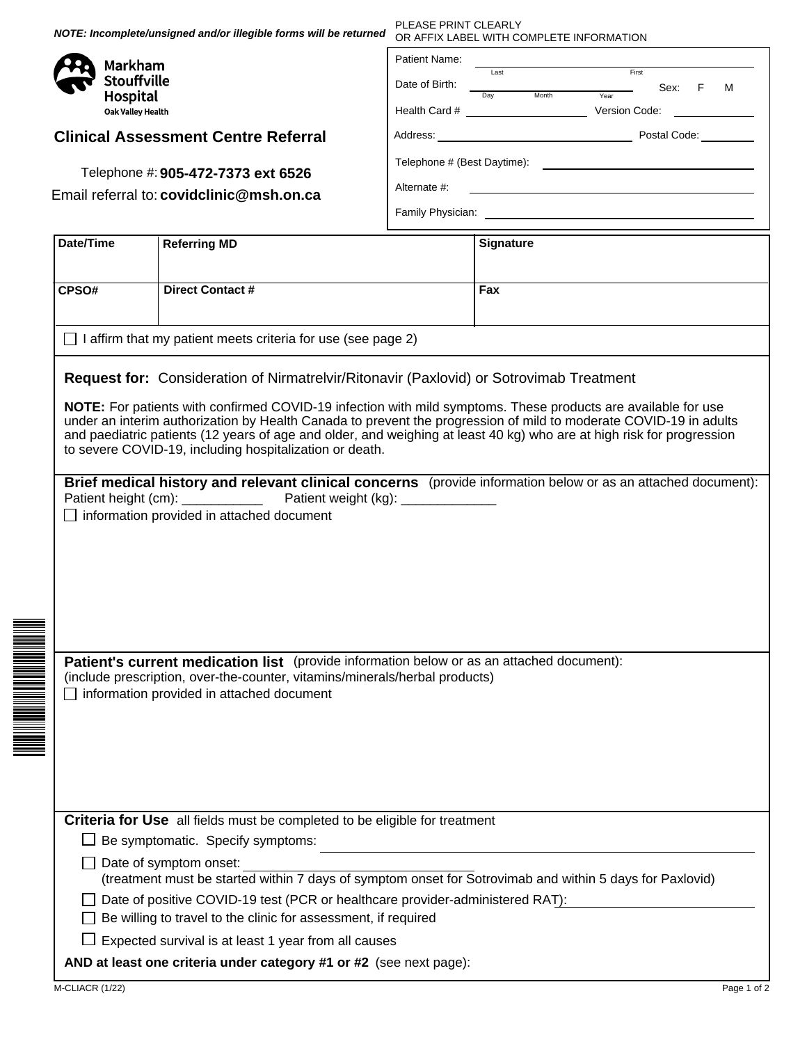*NOTE: Incomplete/unsigned and/or illegible forms will be returned*

Markham Stouffville Hospital
Oak Valley Health

## Clinical Assessment Centre Referral

Telephone #: **905-472-7373 ext 6526**

Email referral to: **covidclinic@msh.on.ca**

PLEASE PRINT CLEARLY
OR AFFIX LABEL WITH COMPLETE INFORMATION

Patient Name: ____________________ (Last) ____________________ (First)

Date of Birth: ______ (Day) ______ (Month) ______ (Year) Sex: F M

Health Card # ____________________ Version Code: ____________

Address: ______________________________ Postal Code: ____________

Telephone # (Best Daytime): ______________________________

Alternate #: ______________________________

Family Physician: ______________________________

| Date/Time | Referring MD | Signature |
|---|---|---|
| | | |
| **CPSO#** | **Direct Contact #** | **Fax** |
| | | |

☐ I affirm that my patient meets criteria for use (see page 2)

**Request for:** Consideration of Nirmatrelvir/Ritonavir (Paxlovid) or Sotrovimab Treatment

**NOTE:** For patients with confirmed COVID-19 infection with mild symptoms. These products are available for use under an interim authorization by Health Canada to prevent the progression of mild to moderate COVID-19 in adults and paediatric patients (12 years of age and older, and weighing at least 40 kg) who are at high risk for progression to severe COVID-19, including hospitalization or death.

**Brief medical history and relevant clinical concerns** (provide information below or as an attached document):

Patient height (cm): ___________ Patient weight (kg): _____________

☐ information provided in attached document

**Patient's current medication list** (provide information below or as an attached document):
(include prescription, over-the-counter, vitamins/minerals/herbal products)

☐ information provided in attached document

**Criteria for Use** all fields must be completed to be eligible for treatment

- ☐ Be symptomatic. Specify symptoms: ______________________________
- ☐ Date of symptom onset: ______________________________
  (treatment must be started within 7 days of symptom onset for Sotrovimab and within 5 days for Paxlovid)
- ☐ Date of positive COVID-19 test (PCR or healthcare provider-administered RAT): ______________________________
- ☐ Be willing to travel to the clinic for assessment, if required
- ☐ Expected survival is at least 1 year from all causes

**AND at least one criteria under category #1 or #2** (see next page):

M-CLIACR (1/22)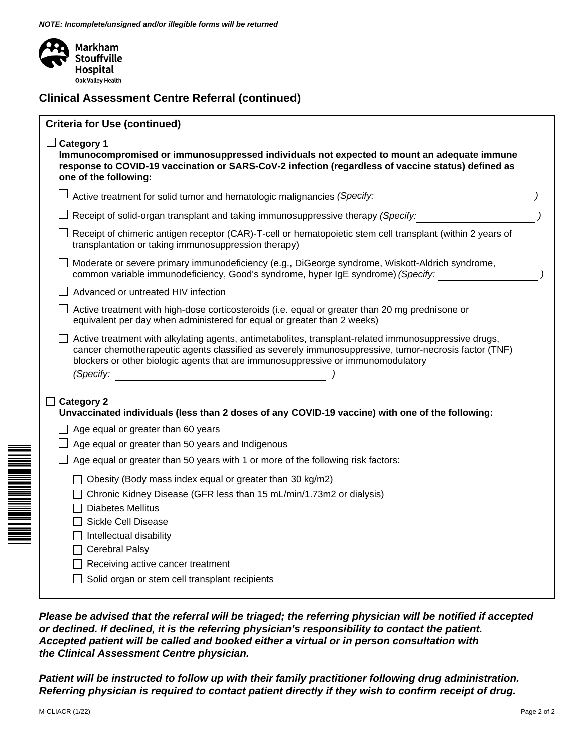*NOTE: Incomplete/unsigned and/or illegible forms will be returned*

Markham Stouffville Hospital
Oak Valley Health

## Clinical Assessment Centre Referral (continued)

### Criteria for Use (continued)

☐ **Category 1**
**Immunocompromised or immunosuppressed individuals not expected to mount an adequate immune response to COVID-19 vaccination or SARS-CoV-2 infection (regardless of vaccine status) defined as one of the following:**

- ☐ Active treatment for solid tumor and hematologic malignancies *(Specify: ______________________ )*
- ☐ Receipt of solid-organ transplant and taking immunosuppressive therapy *(Specify: ______________________ )*
- ☐ Receipt of chimeric antigen receptor (CAR)-T-cell or hematopoietic stem cell transplant (within 2 years of transplantation or taking immunosuppression therapy)
- ☐ Moderate or severe primary immunodeficiency (e.g., DiGeorge syndrome, Wiskott-Aldrich syndrome, common variable immunodeficiency, Good's syndrome, hyper IgE syndrome) *(Specify: ______________________ )*
- ☐ Advanced or untreated HIV infection
- ☐ Active treatment with high-dose corticosteroids (i.e. equal or greater than 20 mg prednisone or equivalent per day when administered for equal or greater than 2 weeks)
- ☐ Active treatment with alkylating agents, antimetabolites, transplant-related immunosuppressive drugs, cancer chemotherapeutic agents classified as severely immunosuppressive, tumor-necrosis factor (TNF) blockers or other biologic agents that are immunosuppressive or immunomodulatory *(Specify: ______________________ )*

☐ **Category 2**
**Unvaccinated individuals (less than 2 doses of any COVID-19 vaccine) with one of the following:**

- ☐ Age equal or greater than 60 years
- ☐ Age equal or greater than 50 years and Indigenous
- ☐ Age equal or greater than 50 years with 1 or more of the following risk factors:
  - ☐ Obesity (Body mass index equal or greater than 30 kg/m2)
  - ☐ Chronic Kidney Disease (GFR less than 15 mL/min/1.73m2 or dialysis)
  - ☐ Diabetes Mellitus
  - ☐ Sickle Cell Disease
  - ☐ Intellectual disability
  - ☐ Cerebral Palsy
  - ☐ Receiving active cancer treatment
  - ☐ Solid organ or stem cell transplant recipients

***Please be advised that the referral will be triaged; the referring physician will be notified if accepted or declined. If declined, it is the referring physician's responsibility to contact the patient. Accepted patient will be called and booked either a virtual or in person consultation with the Clinical Assessment Centre physician.***

***Patient will be instructed to follow up with their family practitioner following drug administration. Referring physician is required to contact patient directly if they wish to confirm receipt of drug.***

M-CLIACR (1/22)